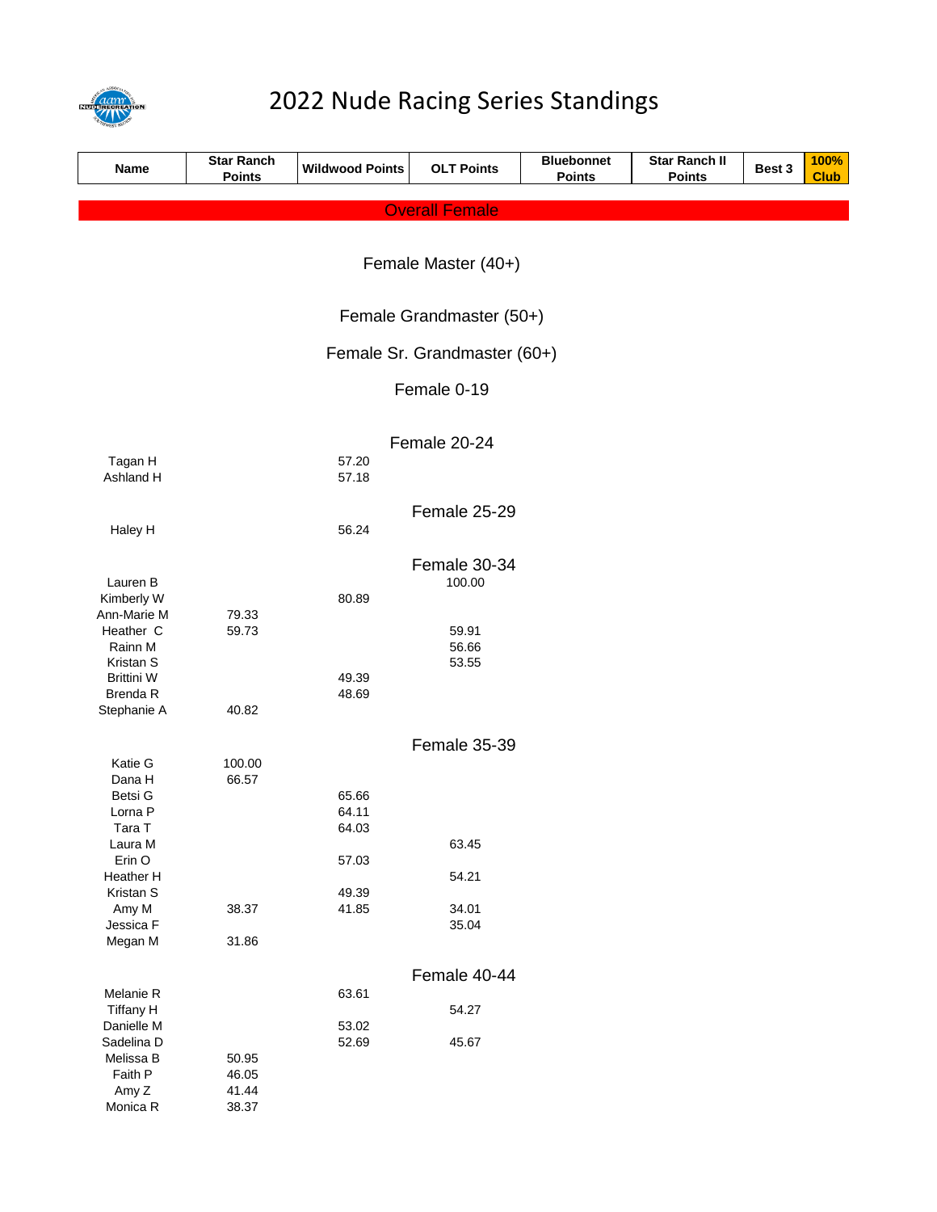# 2022 Nude Racing Series Standings

| Name | Star Ranch Points | Wildwood Points | OLT Points | Bluebonnet Points | Star Ranch II Points | Best 3 | 100% Club |
|---|---|---|---|---|---|---|---|
| **Overall Female** | | | | | | | |
| **Female Master (40+)** | | | | | | | |
| **Female Grandmaster (50+)** | | | | | | | |
| **Female Sr. Grandmaster (60+)** | | | | | | | |
| **Female 0-19** | | | | | | | |
| **Female 20-24** | | | | | | | |
| Tagan H | | 57.20 | | | | | |
| Ashland H | | 57.18 | | | | | |
| **Female 25-29** | | | | | | | |
| Haley H | | 56.24 | | | | | |
| **Female 30-34** | | | | | | | |
| Lauren B | | | 100.00 | | | | |
| Kimberly W | | 80.89 | | | | | |
| Ann-Marie M | 79.33 | | | | | | |
| Heather C | 59.73 | | 59.91 | | | | |
| Rainn M | | | 56.66 | | | | |
| Kristan S | | | 53.55 | | | | |
| Brittini W | | 49.39 | | | | | |
| Brenda R | | 48.69 | | | | | |
| Stephanie A | 40.82 | | | | | | |
| **Female 35-39** | | | | | | | |
| Katie G | 100.00 | | | | | | |
| Dana H | 66.57 | | | | | | |
| Betsi G | | 65.66 | | | | | |
| Lorna P | | 64.11 | | | | | |
| Tara T | | 64.03 | | | | | |
| Laura M | | | 63.45 | | | | |
| Erin O | | 57.03 | | | | | |
| Heather H | | | 54.21 | | | | |
| Kristan S | | 49.39 | | | | | |
| Amy M | 38.37 | 41.85 | 34.01 | | | | |
| Jessica F | | | 35.04 | | | | |
| Megan M | 31.86 | | | | | | |
| **Female 40-44** | | | | | | | |
| Melanie R | | 63.61 | | | | | |
| Tiffany H | | | 54.27 | | | | |
| Danielle M | | 53.02 | | | | | |
| Sadelina D | | 52.69 | 45.67 | | | | |
| Melissa B | 50.95 | | | | | | |
| Faith P | 46.05 | | | | | | |
| Amy Z | 41.44 | | | | | | |
| Monica R | 38.37 | | | | | | |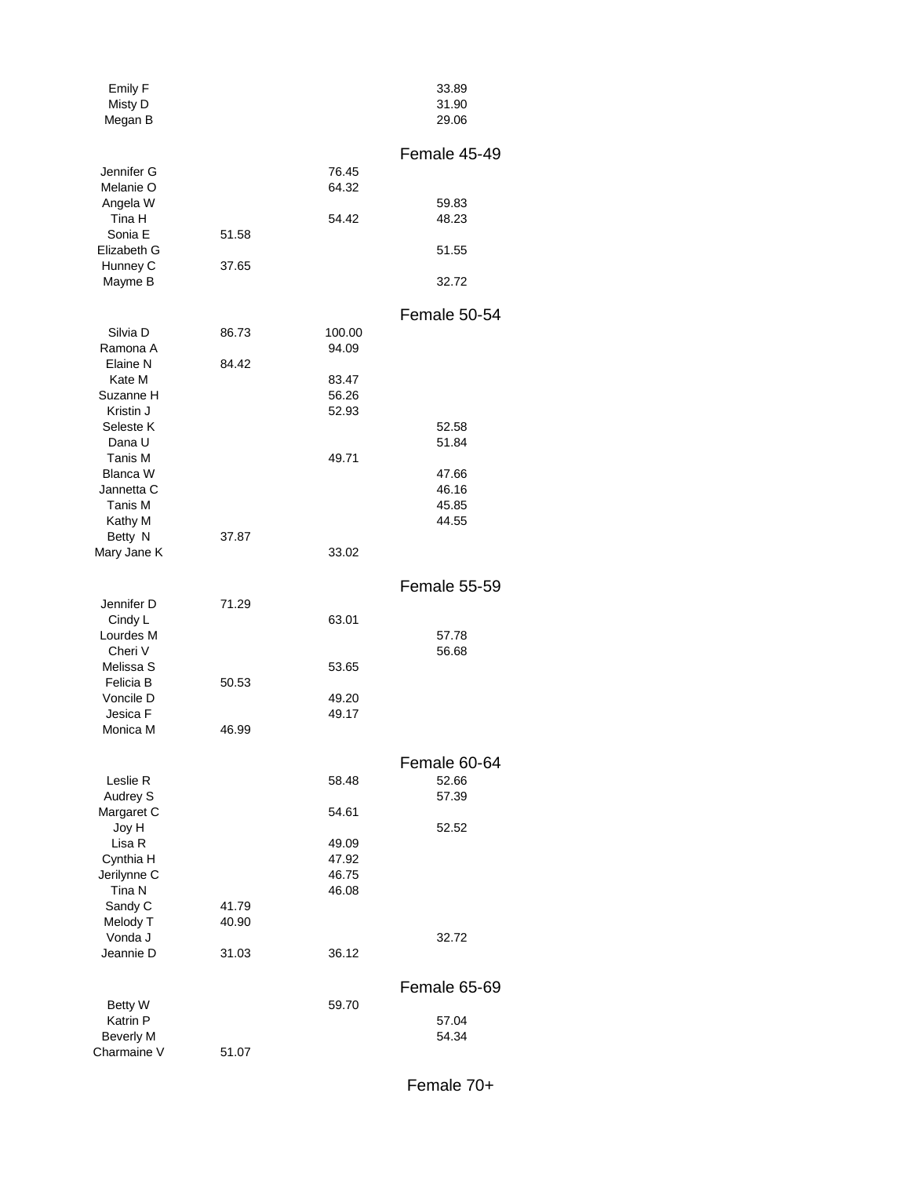| | | | |
|---|---|---|---|
| Emily F | | | 33.89 |
| Misty D | | | 31.90 |
| Megan B | | | 29.06 |

## Female 45-49

| | | | |
|---|---|---|---|
| Jennifer G | | 76.45 | |
| Melanie O | | 64.32 | |
| Angela W | | | 59.83 |
| Tina H | | 54.42 | 48.23 |
| Sonia E | 51.58 | | |
| Elizabeth G | | | 51.55 |
| Hunney C | 37.65 | | |
| Mayme B | | | 32.72 |

## Female 50-54

| | | | |
|---|---|---|---|
| Silvia D | 86.73 | 100.00 | |
| Ramona A | | 94.09 | |
| Elaine N | 84.42 | | |
| Kate M | | 83.47 | |
| Suzanne H | | 56.26 | |
| Kristin J | | 52.93 | |
| Seleste K | | | 52.58 |
| Dana U | | | 51.84 |
| Tanis M | | 49.71 | |
| Blanca W | | | 47.66 |
| Jannetta C | | | 46.16 |
| Tanis M | | | 45.85 |
| Kathy M | | | 44.55 |
| Betty N | 37.87 | | |
| Mary Jane K | | 33.02 | |

## Female 55-59

| | | | |
|---|---|---|---|
| Jennifer D | 71.29 | | |
| Cindy L | | 63.01 | |
| Lourdes M | | | 57.78 |
| Cheri V | | | 56.68 |
| Melissa S | | 53.65 | |
| Felicia B | 50.53 | | |
| Voncile D | | 49.20 | |
| Jesica F | | 49.17 | |
| Monica M | 46.99 | | |

## Female 60-64

| | | | |
|---|---|---|---|
| Leslie R | | 58.48 | 52.66 |
| Audrey S | | | 57.39 |
| Margaret C | | 54.61 | |
| Joy H | | | 52.52 |
| Lisa R | | 49.09 | |
| Cynthia H | | 47.92 | |
| Jerilynne C | | 46.75 | |
| Tina N | | 46.08 | |
| Sandy C | 41.79 | | |
| Melody T | 40.90 | | |
| Vonda J | | | 32.72 |
| Jeannie D | 31.03 | 36.12 | |

## Female 65-69

| | | | |
|---|---|---|---|
| Betty W | | 59.70 | |
| Katrin P | | | 57.04 |
| Beverly M | | | 54.34 |
| Charmaine V | 51.07 | | |

## Female 70+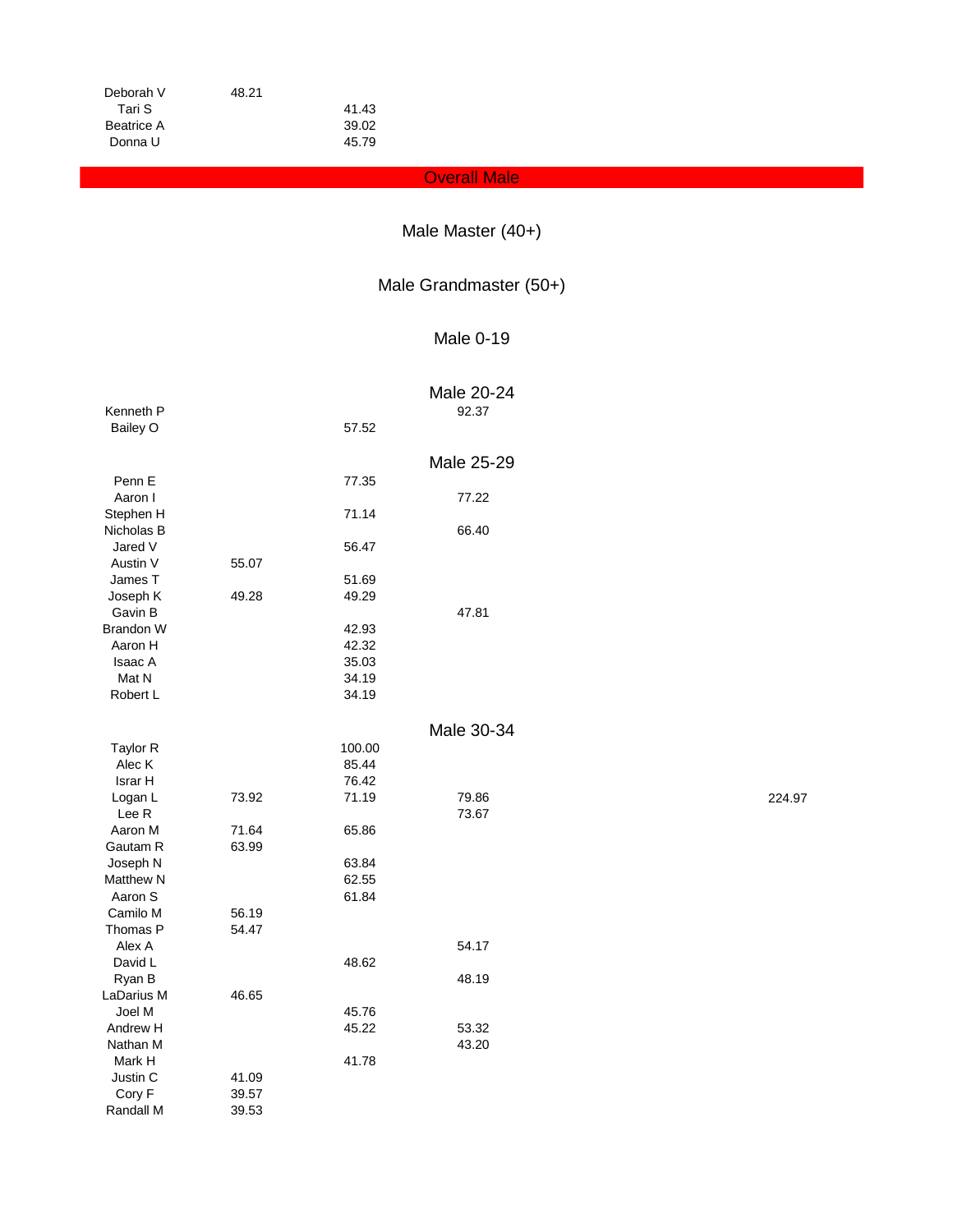| | | | | |
|---|---|---|---|---|
| Deborah V | 48.21 | | | |
| Tari S | | 41.43 | | |
| Beatrice A | | 39.02 | | |
| Donna U | | 45.79 | | |

## Overall Male

### Male Master (40+)

### Male Grandmaster (50+)

### Male 0-19

### Male 20-24

| | | | | |
|---|---|---|---|---|
| Kenneth P | | | 92.37 | |
| Bailey O | | 57.52 | | |

### Male 25-29

| | | | | |
|---|---|---|---|---|
| Penn E | | 77.35 | | |
| Aaron I | | | 77.22 | |
| Stephen H | | 71.14 | | |
| Nicholas B | | | 66.40 | |
| Jared V | | 56.47 | | |
| Austin V | 55.07 | | | |
| James T | | 51.69 | | |
| Joseph K | 49.28 | 49.29 | | |
| Gavin B | | | 47.81 | |
| Brandon W | | 42.93 | | |
| Aaron H | | 42.32 | | |
| Isaac A | | 35.03 | | |
| Mat N | | 34.19 | | |
| Robert L | | 34.19 | | |

### Male 30-34

| | | | | |
|---|---|---|---|---|
| Taylor R | | 100.00 | | |
| Alec K | | 85.44 | | |
| Israr H | | 76.42 | | |
| Logan L | 73.92 | 71.19 | 79.86 | 224.97 |
| Lee R | | | 73.67 | |
| Aaron M | 71.64 | 65.86 | | |
| Gautam R | 63.99 | | | |
| Joseph N | | 63.84 | | |
| Matthew N | | 62.55 | | |
| Aaron S | | 61.84 | | |
| Camilo M | 56.19 | | | |
| Thomas P | 54.47 | | | |
| Alex A | | | 54.17 | |
| David L | | 48.62 | | |
| Ryan B | | | 48.19 | |
| LaDarius M | 46.65 | | | |
| Joel M | | 45.76 | | |
| Andrew H | | 45.22 | 53.32 | |
| Nathan M | | | 43.20 | |
| Mark H | | 41.78 | | |
| Justin C | 41.09 | | | |
| Cory F | 39.57 | | | |
| Randall M | 39.53 | | | |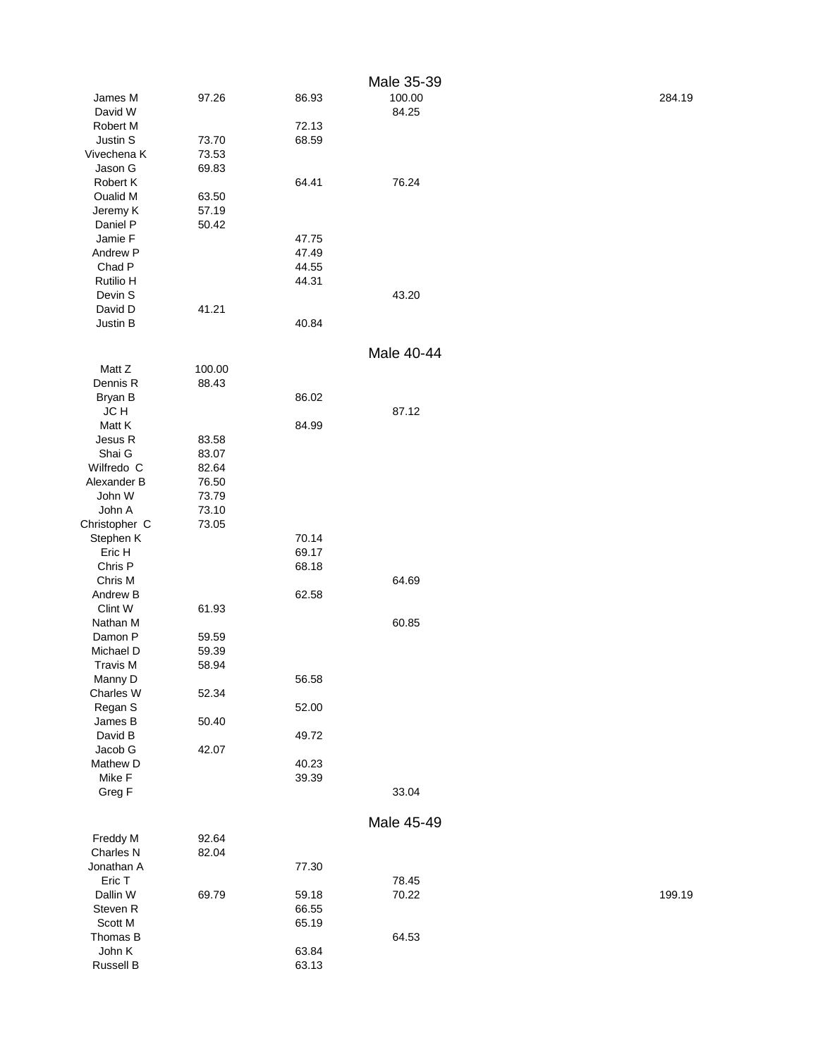## Male 35-39

| Name | | | | | |
|---|---|---|---|---|---|
| James M | 97.26 | 86.93 | 100.00 | | 284.19 |
| David W | | | 84.25 | | |
| Robert M | | 72.13 | | | |
| Justin S | 73.70 | 68.59 | | | |
| Vivechena K | 73.53 | | | | |
| Jason G | 69.83 | | | | |
| Robert K | | 64.41 | 76.24 | | |
| Oualid M | 63.50 | | | | |
| Jeremy K | 57.19 | | | | |
| Daniel P | 50.42 | | | | |
| Jamie F | | 47.75 | | | |
| Andrew P | | 47.49 | | | |
| Chad P | | 44.55 | | | |
| Rutilio H | | 44.31 | | | |
| Devin S | | | 43.20 | | |
| David D | 41.21 | | | | |
| Justin B | | 40.84 | | | |

## Male 40-44

| Name | | | | | |
|---|---|---|---|---|---|
| Matt Z | 100.00 | | | | |
| Dennis R | 88.43 | | | | |
| Bryan B | | 86.02 | | | |
| JC H | | | 87.12 | | |
| Matt K | | 84.99 | | | |
| Jesus R | 83.58 | | | | |
| Shai G | 83.07 | | | | |
| Wilfredo C | 82.64 | | | | |
| Alexander B | 76.50 | | | | |
| John W | 73.79 | | | | |
| John A | 73.10 | | | | |
| Christopher C | 73.05 | | | | |
| Stephen K | | 70.14 | | | |
| Eric H | | 69.17 | | | |
| Chris P | | 68.18 | | | |
| Chris M | | | 64.69 | | |
| Andrew B | | 62.58 | | | |
| Clint W | 61.93 | | | | |
| Nathan M | | | 60.85 | | |
| Damon P | 59.59 | | | | |
| Michael D | 59.39 | | | | |
| Travis M | 58.94 | | | | |
| Manny D | | 56.58 | | | |
| Charles W | 52.34 | | | | |
| Regan S | | 52.00 | | | |
| James B | 50.40 | | | | |
| David B | | 49.72 | | | |
| Jacob G | 42.07 | | | | |
| Mathew D | | 40.23 | | | |
| Mike F | | 39.39 | | | |
| Greg F | | | 33.04 | | |

## Male 45-49

| Name | | | | | |
|---|---|---|---|---|---|
| Freddy M | 92.64 | | | | |
| Charles N | 82.04 | | | | |
| Jonathan A | | 77.30 | | | |
| Eric T | | | 78.45 | | |
| Dallin W | 69.79 | 59.18 | 70.22 | | 199.19 |
| Steven R | | 66.55 | | | |
| Scott M | | 65.19 | | | |
| Thomas B | | | 64.53 | | |
| John K | | 63.84 | | | |
| Russell B | | 63.13 | | | |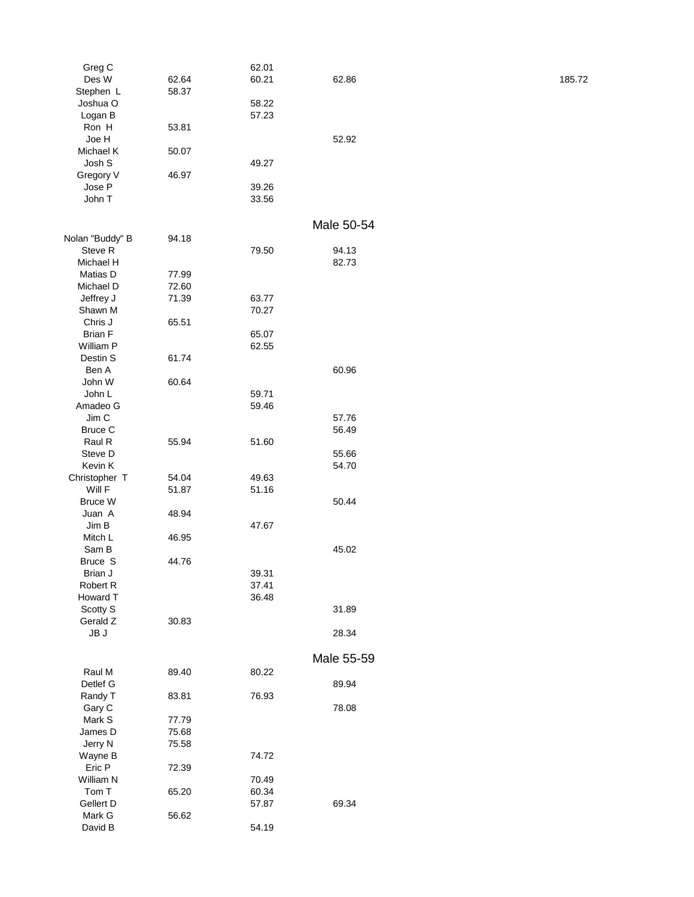| | | | | |
|---|---|---|---|---|
| Greg C | | 62.01 | | |
| Des W | 62.64 | 60.21 | 62.86 | 185.72 |
| Stephen L | 58.37 | | | |
| Joshua O | | 58.22 | | |
| Logan B | | 57.23 | | |
| Ron H | 53.81 | | | |
| Joe H | | | 52.92 | |
| Michael K | 50.07 | | | |
| Josh S | | 49.27 | | |
| Gregory V | 46.97 | | | |
| Jose P | | 39.26 | | |
| John T | | 33.56 | | |

## Male 50-54

| | | | |
|---|---|---|---|
| Nolan "Buddy" B | 94.18 | | |
| Steve R | | 79.50 | 94.13 |
| Michael H | | | 82.73 |
| Matias D | 77.99 | | |
| Michael D | 72.60 | | |
| Jeffrey J | 71.39 | 63.77 | |
| Shawn M | | 70.27 | |
| Chris J | 65.51 | | |
| Brian F | | 65.07 | |
| William P | | 62.55 | |
| Destin S | 61.74 | | |
| Ben A | | | 60.96 |
| John W | 60.64 | | |
| John L | | 59.71 | |
| Amadeo G | | 59.46 | |
| Jim C | | | 57.76 |
| Bruce C | | | 56.49 |
| Raul R | 55.94 | 51.60 | |
| Steve D | | | 55.66 |
| Kevin K | | | 54.70 |
| Christopher T | 54.04 | 49.63 | |
| Will F | 51.87 | 51.16 | |
| Bruce W | | | 50.44 |
| Juan A | 48.94 | | |
| Jim B | | 47.67 | |
| Mitch L | 46.95 | | |
| Sam B | | | 45.02 |
| Bruce S | 44.76 | | |
| Brian J | | 39.31 | |
| Robert R | | 37.41 | |
| Howard T | | 36.48 | |
| Scotty S | | | 31.89 |
| Gerald Z | 30.83 | | |
| JB J | | | 28.34 |

## Male 55-59

| | | | |
|---|---|---|---|
| Raul M | 89.40 | 80.22 | |
| Detlef G | | | 89.94 |
| Randy T | 83.81 | 76.93 | |
| Gary C | | | 78.08 |
| Mark S | 77.79 | | |
| James D | 75.68 | | |
| Jerry N | 75.58 | | |
| Wayne B | | 74.72 | |
| Eric P | 72.39 | | |
| William N | | 70.49 | |
| Tom T | 65.20 | 60.34 | |
| Gellert D | | 57.87 | 69.34 |
| Mark G | 56.62 | | |
| David B | | 54.19 | |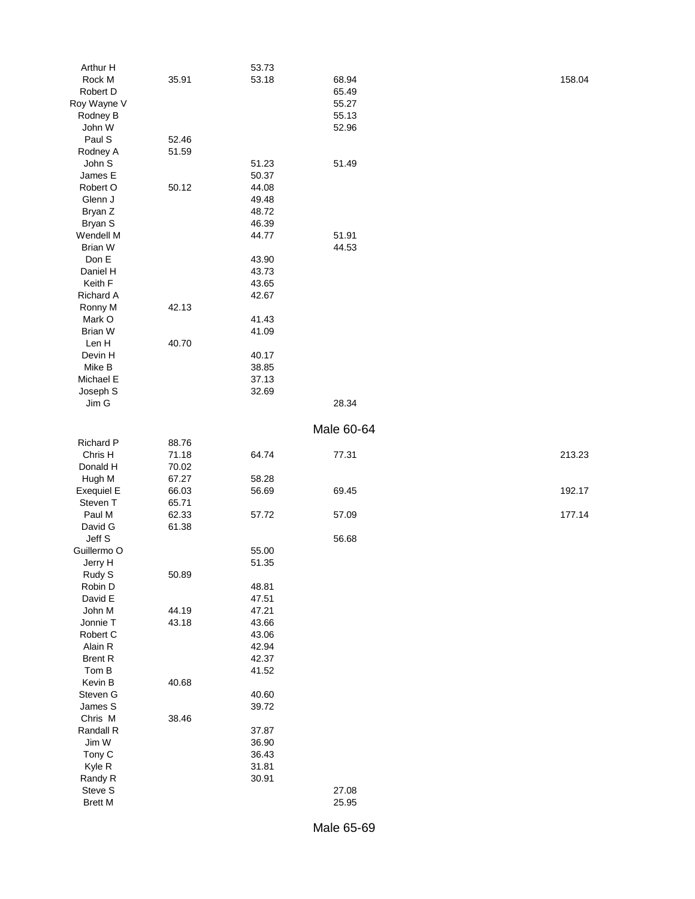| | | | | |
|---|---|---|---|---|
| Arthur H | | 53.73 | | |
| Rock M | 35.91 | 53.18 | 68.94 | 158.04 |
| Robert D | | | 65.49 | |
| Roy Wayne V | | | 55.27 | |
| Rodney B | | | 55.13 | |
| John W | | | 52.96 | |
| Paul S | 52.46 | | | |
| Rodney A | 51.59 | | | |
| John S | | 51.23 | 51.49 | |
| James E | | 50.37 | | |
| Robert O | 50.12 | 44.08 | | |
| Glenn J | | 49.48 | | |
| Bryan Z | | 48.72 | | |
| Bryan S | | 46.39 | | |
| Wendell M | | 44.77 | 51.91 | |
| Brian W | | | 44.53 | |
| Don E | | 43.90 | | |
| Daniel H | | 43.73 | | |
| Keith F | | 43.65 | | |
| Richard A | | 42.67 | | |
| Ronny M | 42.13 | | | |
| Mark O | | 41.43 | | |
| Brian W | | 41.09 | | |
| Len H | 40.70 | | | |
| Devin H | | 40.17 | | |
| Mike B | | 38.85 | | |
| Michael E | | 37.13 | | |
| Joseph S | | 32.69 | | |
| Jim G | | | 28.34 | |

## Male 60-64

| | | | | |
|---|---|---|---|---|
| Richard P | 88.76 | | | |
| Chris H | 71.18 | 64.74 | 77.31 | 213.23 |
| Donald H | 70.02 | | | |
| Hugh M | 67.27 | 58.28 | | |
| Exequiel E | 66.03 | 56.69 | 69.45 | 192.17 |
| Steven T | 65.71 | | | |
| Paul M | 62.33 | 57.72 | 57.09 | 177.14 |
| David G | 61.38 | | | |
| Jeff S | | | 56.68 | |
| Guillermo O | | 55.00 | | |
| Jerry H | | 51.35 | | |
| Rudy S | 50.89 | | | |
| Robin D | | 48.81 | | |
| David E | | 47.51 | | |
| John M | 44.19 | 47.21 | | |
| Jonnie T | 43.18 | 43.66 | | |
| Robert C | | 43.06 | | |
| Alain R | | 42.94 | | |
| Brent R | | 42.37 | | |
| Tom B | | 41.52 | | |
| Kevin B | 40.68 | | | |
| Steven G | | 40.60 | | |
| James S | | 39.72 | | |
| Chris M | 38.46 | | | |
| Randall R | | 37.87 | | |
| Jim W | | 36.90 | | |
| Tony C | | 36.43 | | |
| Kyle R | | 31.81 | | |
| Randy R | | 30.91 | | |
| Steve S | | | 27.08 | |
| Brett M | | | 25.95 | |

## Male 65-69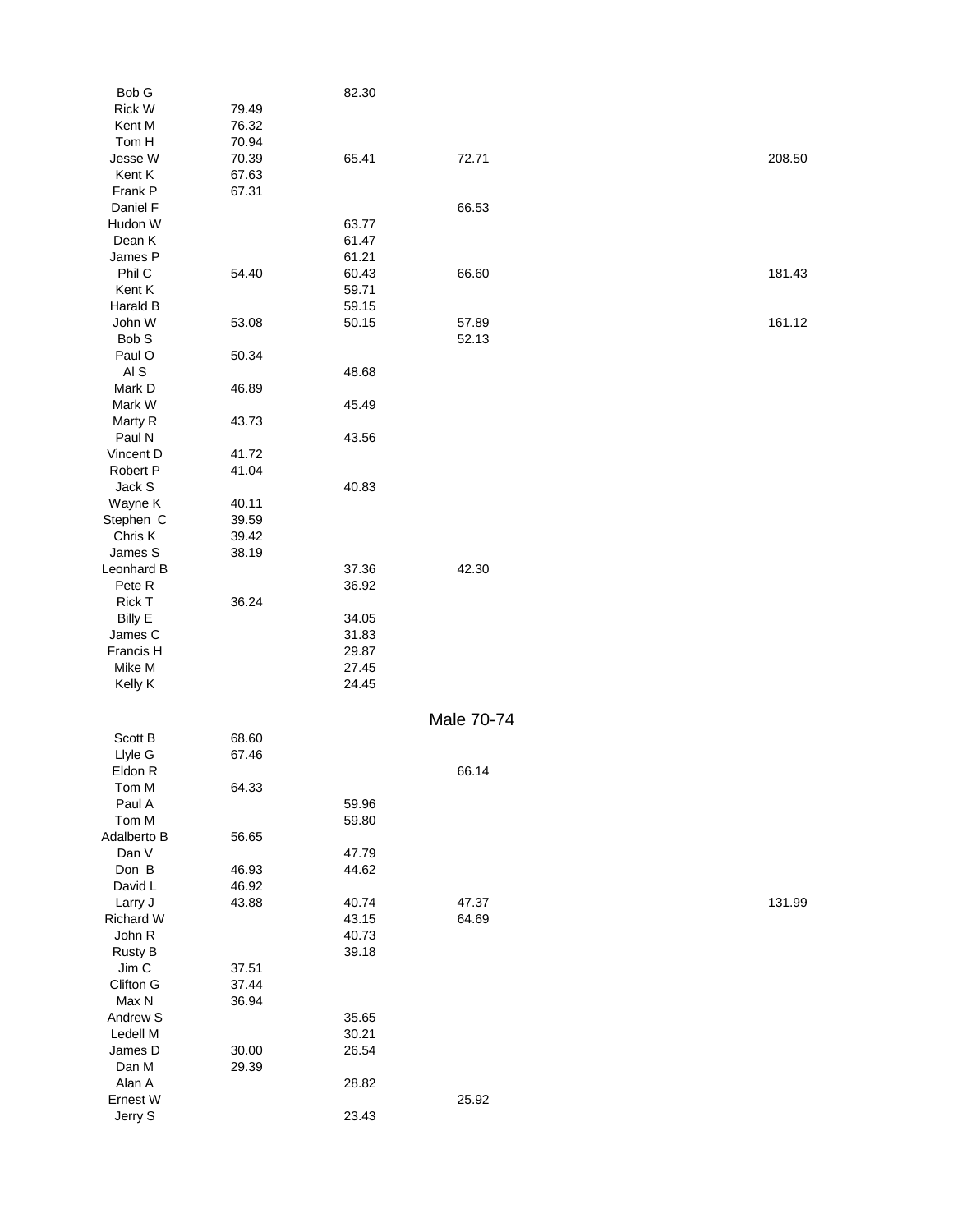| | | | | |
|---|---|---|---|---|
| Bob G | | 82.30 | | |
| Rick W | 79.49 | | | |
| Kent M | 76.32 | | | |
| Tom H | 70.94 | | | |
| Jesse W | 70.39 | 65.41 | 72.71 | 208.50 |
| Kent K | 67.63 | | | |
| Frank P | 67.31 | | | |
| Daniel F | | | 66.53 | |
| Hudon W | | 63.77 | | |
| Dean K | | 61.47 | | |
| James P | | 61.21 | | |
| Phil C | 54.40 | 60.43 | 66.60 | 181.43 |
| Kent K | | 59.71 | | |
| Harald B | | 59.15 | | |
| John W | 53.08 | 50.15 | 57.89 | 161.12 |
| Bob S | | | 52.13 | |
| Paul O | 50.34 | | | |
| Al S | | 48.68 | | |
| Mark D | 46.89 | | | |
| Mark W | | 45.49 | | |
| Marty R | 43.73 | | | |
| Paul N | | 43.56 | | |
| Vincent D | 41.72 | | | |
| Robert P | 41.04 | | | |
| Jack S | | 40.83 | | |
| Wayne K | 40.11 | | | |
| Stephen C | 39.59 | | | |
| Chris K | 39.42 | | | |
| James S | 38.19 | | | |
| Leonhard B | | 37.36 | 42.30 | |
| Pete R | | 36.92 | | |
| Rick T | 36.24 | | | |
| Billy E | | 34.05 | | |
| James C | | 31.83 | | |
| Francis H | | 29.87 | | |
| Mike M | | 27.45 | | |
| Kelly K | | 24.45 | | |

## Male 70-74

| | | | | |
|---|---|---|---|---|
| Scott B | 68.60 | | | |
| Llyle G | 67.46 | | | |
| Eldon R | | | 66.14 | |
| Tom M | 64.33 | | | |
| Paul A | | 59.96 | | |
| Tom M | | 59.80 | | |
| Adalberto B | 56.65 | | | |
| Dan V | | 47.79 | | |
| Don B | 46.93 | 44.62 | | |
| David L | 46.92 | | | |
| Larry J | 43.88 | 40.74 | 47.37 | 131.99 |
| Richard W | | 43.15 | 64.69 | |
| John R | | 40.73 | | |
| Rusty B | | 39.18 | | |
| Jim C | 37.51 | | | |
| Clifton G | 37.44 | | | |
| Max N | 36.94 | | | |
| Andrew S | | 35.65 | | |
| Ledell M | | 30.21 | | |
| James D | 30.00 | 26.54 | | |
| Dan M | 29.39 | | | |
| Alan A | | 28.82 | | |
| Ernest W | | | 25.92 | |
| Jerry S | | 23.43 | | |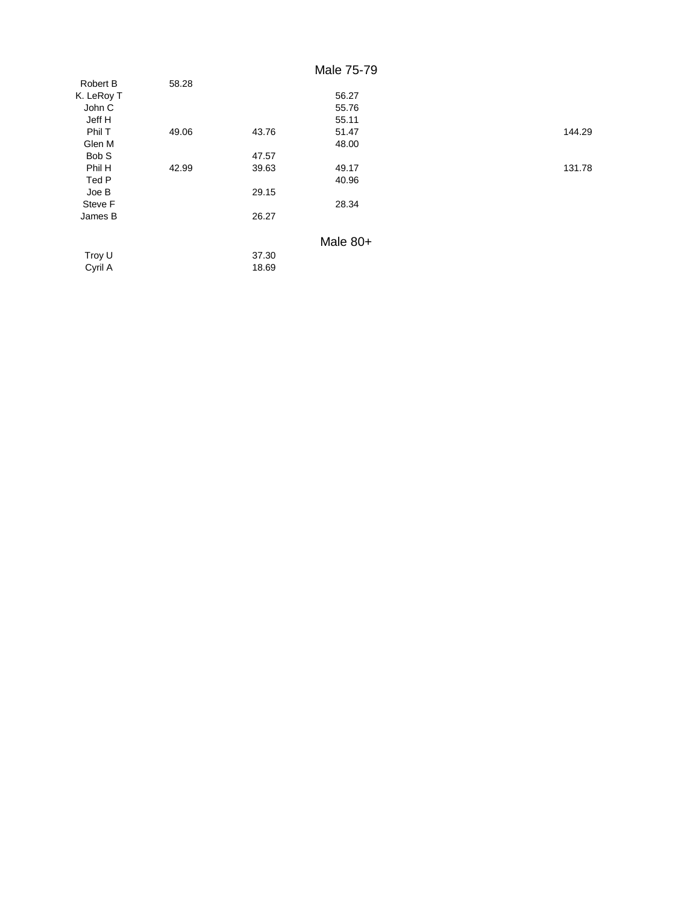## Male 75-79

| | | | | |
|---|---|---|---|---|
| Robert B | 58.28 | | | |
| K. LeRoy T | | | 56.27 | |
| John C | | | 55.76 | |
| Jeff H | | | 55.11 | |
| Phil T | 49.06 | 43.76 | 51.47 | 144.29 |
| Glen M | | | 48.00 | |
| Bob S | | 47.57 | | |
| Phil H | 42.99 | 39.63 | 49.17 | 131.78 |
| Ted P | | | 40.96 | |
| Joe B | | 29.15 | | |
| Steve F | | | 28.34 | |
| James B | | 26.27 | | |

## Male 80+

| | | | | |
|---|---|---|---|---|
| Troy U | | 37.30 | | |
| Cyril A | | 18.69 | | |